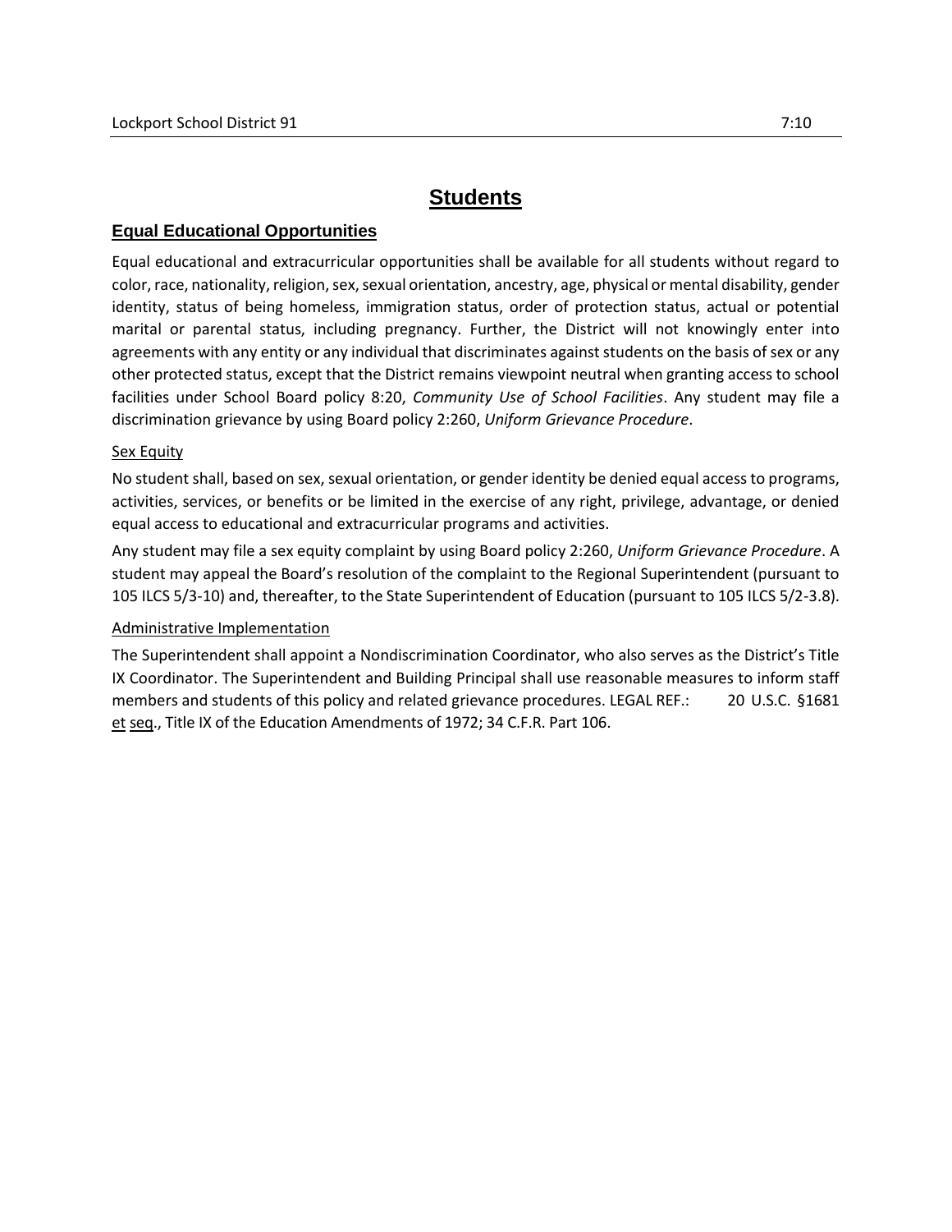# Students

## Equal Educational Opportunities

Equal educational and extracurricular opportunities shall be available for all students without regard to color, race, nationality, religion, sex, sexual orientation, ancestry, age, physical or mental disability, gender identity, status of being homeless, immigration status, order of protection status, actual or potential marital or parental status, including pregnancy. Further, the District will not knowingly enter into agreements with any entity or any individual that discriminates against students on the basis of sex or any other protected status, except that the District remains viewpoint neutral when granting access to school facilities under School Board policy 8:20, *Community Use of School Facilities*. Any student may file a discrimination grievance by using Board policy 2:260, *Uniform Grievance Procedure*.

### Sex Equity

No student shall, based on sex, sexual orientation, or gender identity be denied equal access to programs, activities, services, or benefits or be limited in the exercise of any right, privilege, advantage, or denied equal access to educational and extracurricular programs and activities.

Any student may file a sex equity complaint by using Board policy 2:260, *Uniform Grievance Procedure*. A student may appeal the Board's resolution of the complaint to the Regional Superintendent (pursuant to 105 ILCS 5/3-10) and, thereafter, to the State Superintendent of Education (pursuant to 105 ILCS 5/2-3.8).

### Administrative Implementation

The Superintendent shall appoint a Nondiscrimination Coordinator, who also serves as the District's Title IX Coordinator. The Superintendent and Building Principal shall use reasonable measures to inform staff members and students of this policy and related grievance procedures. LEGAL REF.: 20 U.S.C. §1681 et seq., Title IX of the Education Amendments of 1972; 34 C.F.R. Part 106.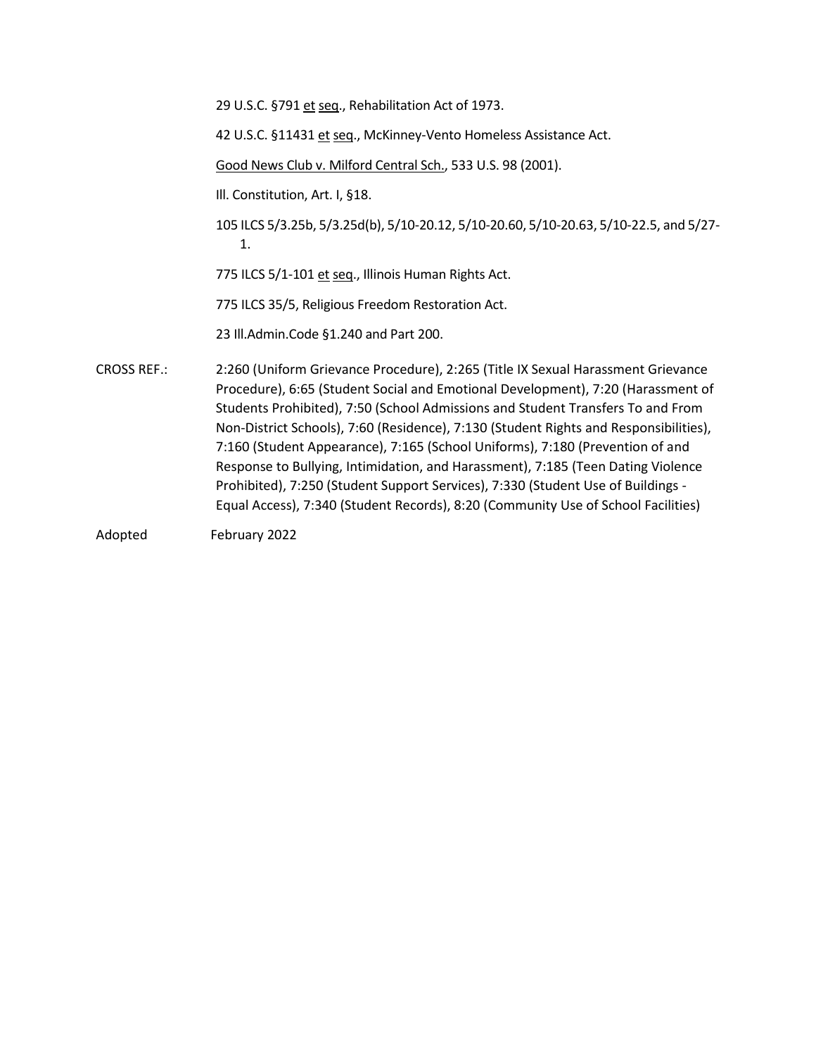29 U.S.C. §791 et seq., Rehabilitation Act of 1973.

42 U.S.C. §11431 et seq., McKinney-Vento Homeless Assistance Act.

Good News Club v. Milford Central Sch., 533 U.S. 98 (2001).

Ill. Constitution, Art. I, §18.

105 ILCS 5/3.25b, 5/3.25d(b), 5/10-20.12, 5/10-20.60, 5/10-20.63, 5/10-22.5, and 5/27-1.

775 ILCS 5/1-101 et seq., Illinois Human Rights Act.

775 ILCS 35/5, Religious Freedom Restoration Act.

23 Ill.Admin.Code §1.240 and Part 200.

CROSS REF.: 2:260 (Uniform Grievance Procedure), 2:265 (Title IX Sexual Harassment Grievance Procedure), 6:65 (Student Social and Emotional Development), 7:20 (Harassment of Students Prohibited), 7:50 (School Admissions and Student Transfers To and From Non-District Schools), 7:60 (Residence), 7:130 (Student Rights and Responsibilities), 7:160 (Student Appearance), 7:165 (School Uniforms), 7:180 (Prevention of and Response to Bullying, Intimidation, and Harassment), 7:185 (Teen Dating Violence Prohibited), 7:250 (Student Support Services), 7:330 (Student Use of Buildings - Equal Access), 7:340 (Student Records), 8:20 (Community Use of School Facilities)

Adopted February 2022